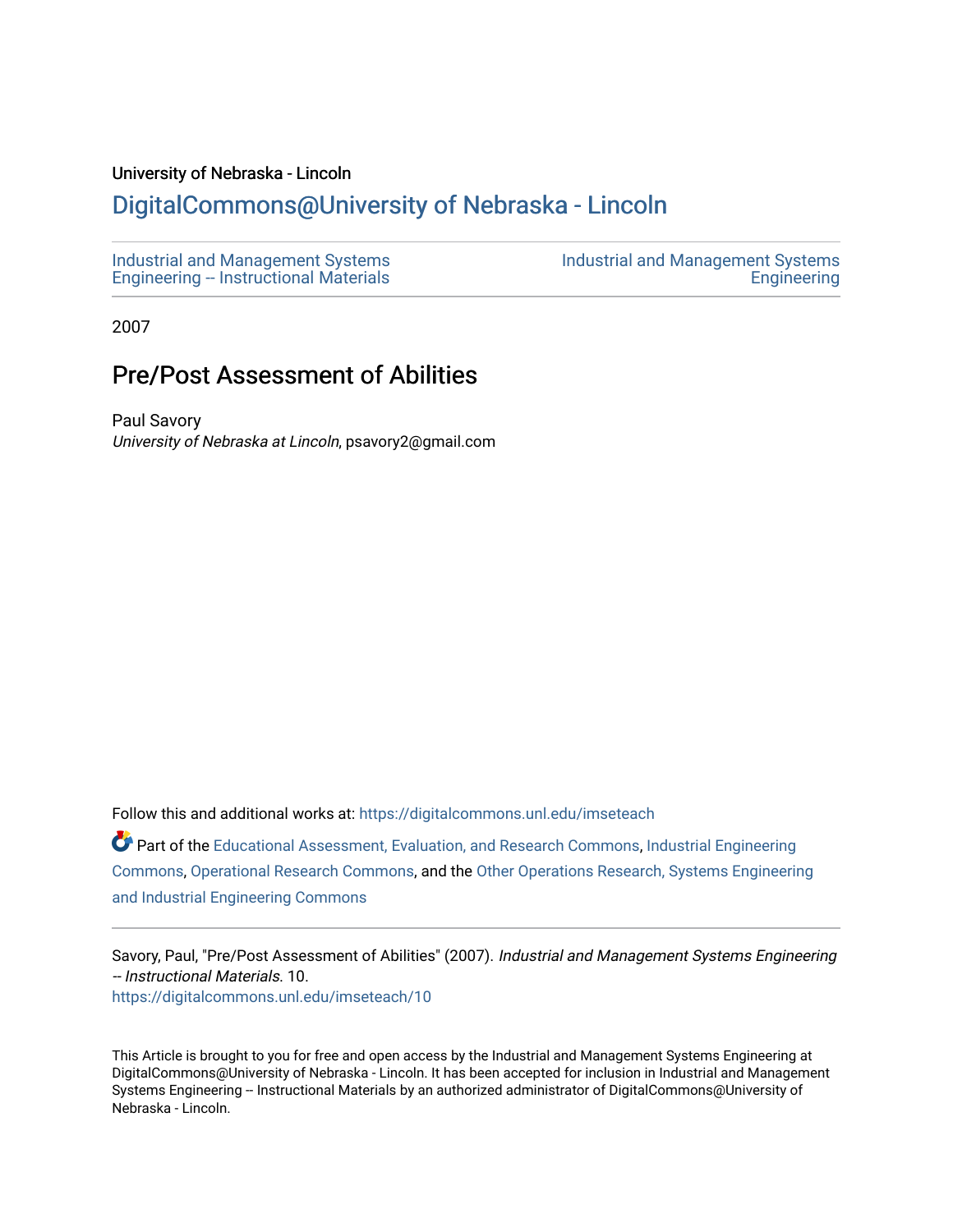University of Nebraska - Lincoln

## DigitalCommons@University of Nebraska - Lincoln

Industrial and Management Systems Engineering -- Instructional Materials

Industrial and Management Systems Engineering

2007

# Pre/Post Assessment of Abilities

Paul Savory

*University of Nebraska at Lincoln*, psavory2@gmail.com

Follow this and additional works at: https://digitalcommons.unl.edu/imseteach

Part of the Educational Assessment, Evaluation, and Research Commons, Industrial Engineering Commons, Operational Research Commons, and the Other Operations Research, Systems Engineering and Industrial Engineering Commons

Savory, Paul, "Pre/Post Assessment of Abilities" (2007). *Industrial and Management Systems Engineering -- Instructional Materials*. 10.
https://digitalcommons.unl.edu/imseteach/10

This Article is brought to you for free and open access by the Industrial and Management Systems Engineering at DigitalCommons@University of Nebraska - Lincoln. It has been accepted for inclusion in Industrial and Management Systems Engineering -- Instructional Materials by an authorized administrator of DigitalCommons@University of Nebraska - Lincoln.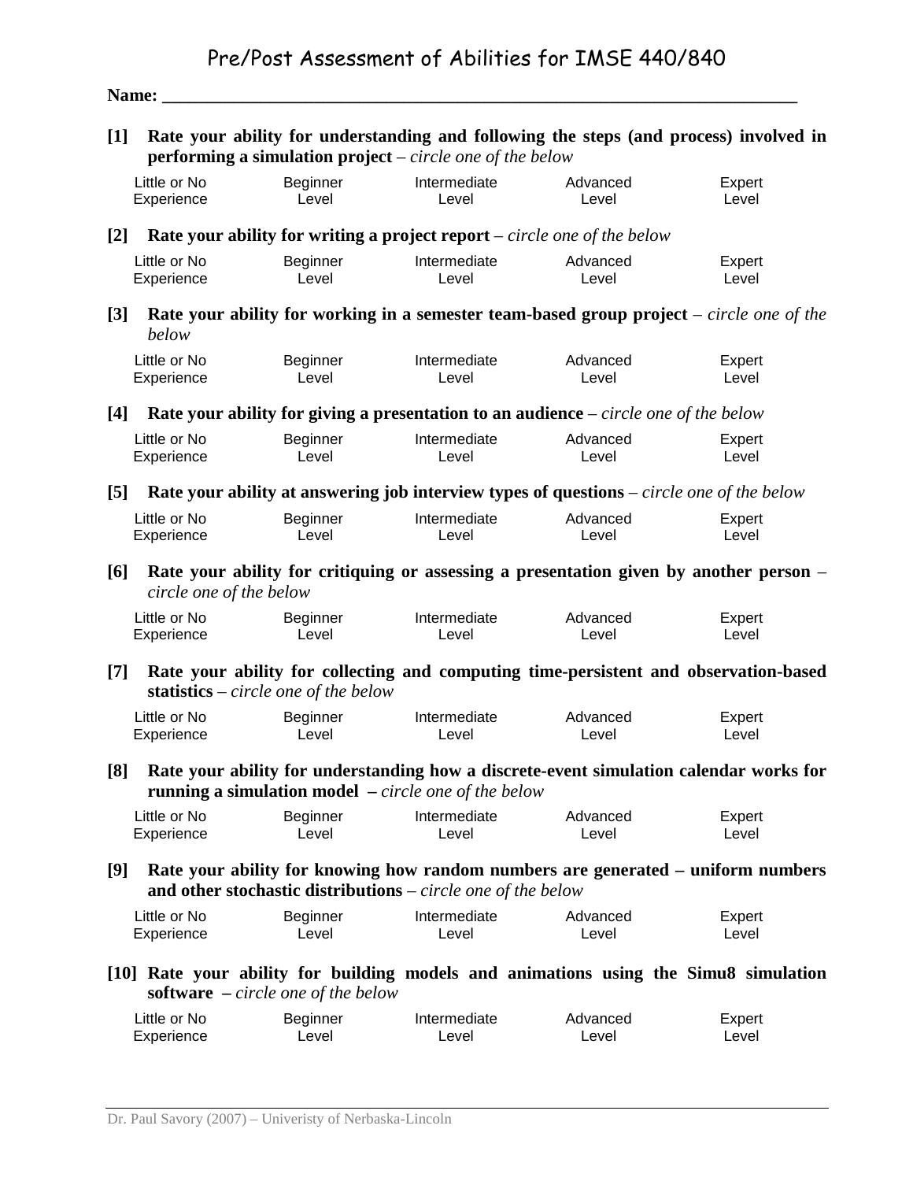# Pre/Post Assessment of Abilities for IMSE 440/840

**Name:** ______________________________________________________________________

**[1] Rate your ability for understanding and following the steps (and process) involved in performing a simulation project** – *circle one of the below*

| | | | | |
|---|---|---|---|---|
| Little or No Experience | Beginner Level | Intermediate Level | Advanced Level | Expert Level |

**[2] Rate your ability for writing a project report** – *circle one of the below*

| | | | | |
|---|---|---|---|---|
| Little or No Experience | Beginner Level | Intermediate Level | Advanced Level | Expert Level |

**[3] Rate your ability for working in a semester team-based group project** – *circle one of the below*

| | | | | |
|---|---|---|---|---|
| Little or No Experience | Beginner Level | Intermediate Level | Advanced Level | Expert Level |

**[4] Rate your ability for giving a presentation to an audience** – *circle one of the below*

| | | | | |
|---|---|---|---|---|
| Little or No Experience | Beginner Level | Intermediate Level | Advanced Level | Expert Level |

**[5] Rate your ability at answering job interview types of questions** – *circle one of the below*

| | | | | |
|---|---|---|---|---|
| Little or No Experience | Beginner Level | Intermediate Level | Advanced Level | Expert Level |

**[6] Rate your ability for critiquing or assessing a presentation given by another person** – *circle one of the below*

| | | | | |
|---|---|---|---|---|
| Little or No Experience | Beginner Level | Intermediate Level | Advanced Level | Expert Level |

**[7] Rate your ability for collecting and computing time-persistent and observation-based statistics** – *circle one of the below*

| | | | | |
|---|---|---|---|---|
| Little or No Experience | Beginner Level | Intermediate Level | Advanced Level | Expert Level |

**[8] Rate your ability for understanding how a discrete-event simulation calendar works for running a simulation model –** *circle one of the below*

| | | | | |
|---|---|---|---|---|
| Little or No Experience | Beginner Level | Intermediate Level | Advanced Level | Expert Level |

**[9] Rate your ability for knowing how random numbers are generated – uniform numbers and other stochastic distributions** – *circle one of the below*

| | | | | |
|---|---|---|---|---|
| Little or No Experience | Beginner Level | Intermediate Level | Advanced Level | Expert Level |

**[10] Rate your ability for building models and animations using the Simu8 simulation software –** *circle one of the below*

| | | | | |
|---|---|---|---|---|
| Little or No Experience | Beginner Level | Intermediate Level | Advanced Level | Expert Level |

Dr. Paul Savory (2007) – Univeristy of Nerbaska-Lincoln